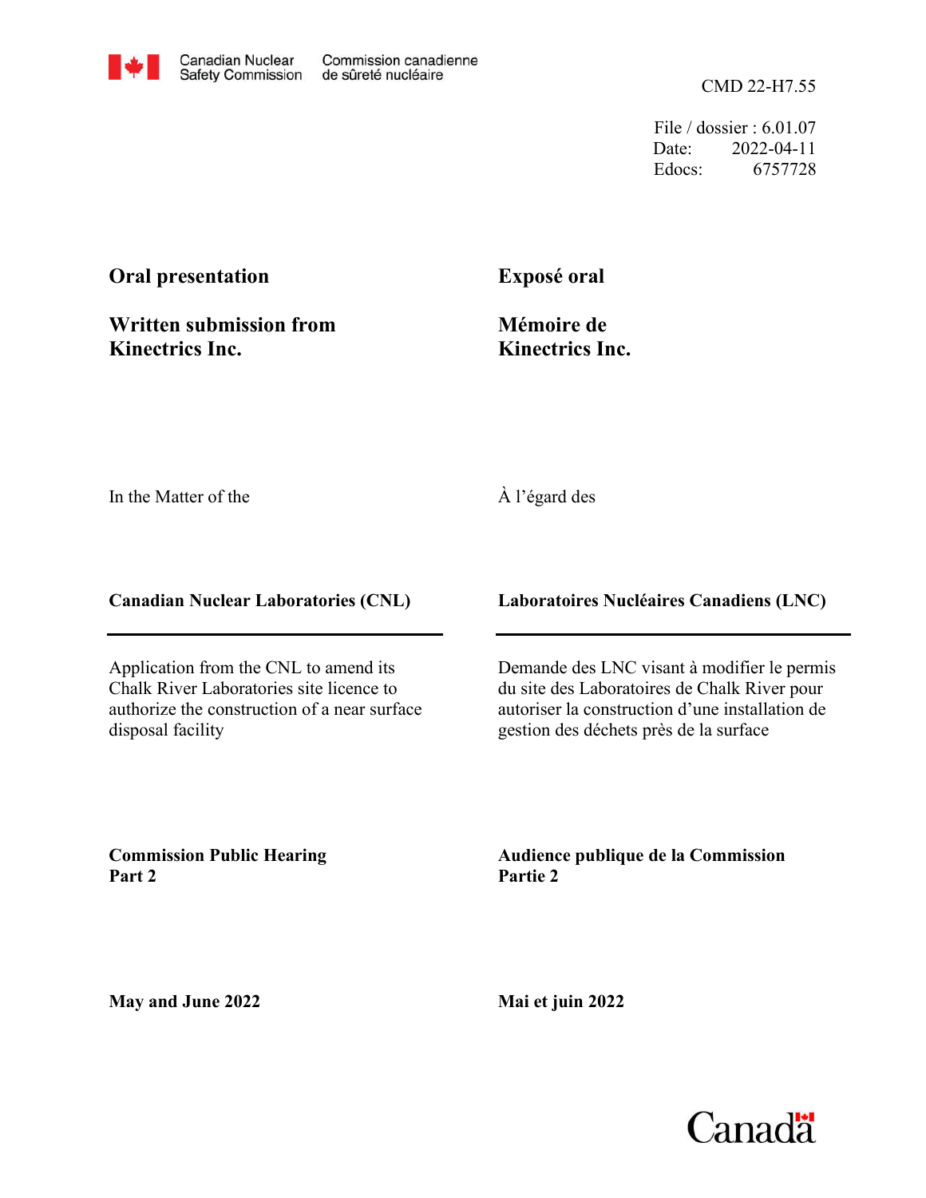Canadian Nuclear Safety Commission | Commission canadienne de sûreté nucléaire

CMD 22-H7.55

File / dossier : 6.01.07
Date: 2022-04-11
Edocs: 6757728

**Oral presentation**

**Written submission from Kinectrics Inc.**

**Exposé oral**

**Mémoire de Kinectrics Inc.**

In the Matter of the

À l'égard des

**Canadian Nuclear Laboratories (CNL)**

**Laboratoires Nucléaires Canadiens (LNC)**

Application from the CNL to amend its Chalk River Laboratories site licence to authorize the construction of a near surface disposal facility

Demande des LNC visant à modifier le permis du site des Laboratoires de Chalk River pour autoriser la construction d'une installation de gestion des déchets près de la surface

**Commission Public Hearing Part 2**

**Audience publique de la Commission Partie 2**

**May and June 2022**

**Mai et juin 2022**

Canada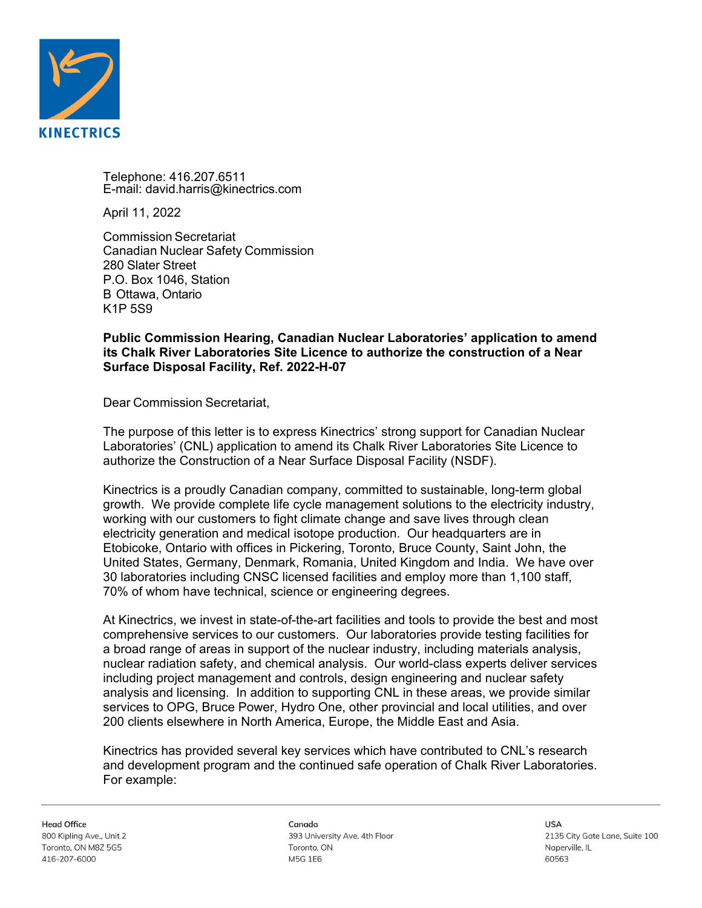KINECTRICS

Telephone: 416.207.6511
E-mail: david.harris@kinectrics.com

April 11, 2022

Commission Secretariat
Canadian Nuclear Safety Commission
280 Slater Street
P.O. Box 1046, Station
B Ottawa, Ontario
K1P 5S9

**Public Commission Hearing, Canadian Nuclear Laboratories' application to amend its Chalk River Laboratories Site Licence to authorize the construction of a Near Surface Disposal Facility, Ref. 2022-H-07**

Dear Commission Secretariat,

The purpose of this letter is to express Kinectrics' strong support for Canadian Nuclear Laboratories' (CNL) application to amend its Chalk River Laboratories Site Licence to authorize the Construction of a Near Surface Disposal Facility (NSDF).

Kinectrics is a proudly Canadian company, committed to sustainable, long-term global growth. We provide complete life cycle management solutions to the electricity industry, working with our customers to fight climate change and save lives through clean electricity generation and medical isotope production. Our headquarters are in Etobicoke, Ontario with offices in Pickering, Toronto, Bruce County, Saint John, the United States, Germany, Denmark, Romania, United Kingdom and India. We have over 30 laboratories including CNSC licensed facilities and employ more than 1,100 staff, 70% of whom have technical, science or engineering degrees.

At Kinectrics, we invest in state-of-the-art facilities and tools to provide the best and most comprehensive services to our customers. Our laboratories provide testing facilities for a broad range of areas in support of the nuclear industry, including materials analysis, nuclear radiation safety, and chemical analysis. Our world-class experts deliver services including project management and controls, design engineering and nuclear safety analysis and licensing. In addition to supporting CNL in these areas, we provide similar services to OPG, Bruce Power, Hydro One, other provincial and local utilities, and over 200 clients elsewhere in North America, Europe, the Middle East and Asia.

Kinectrics has provided several key services which have contributed to CNL's research and development program and the continued safe operation of Chalk River Laboratories. For example:

Head Office
800 Kipling Ave., Unit 2
Toronto, ON M8Z 5G5
416-207-6000

Canada
393 University Ave. 4th Floor
Toronto, ON
M5G 1E6

USA
2135 City Gate Lane, Suite 100
Naperville, IL
60563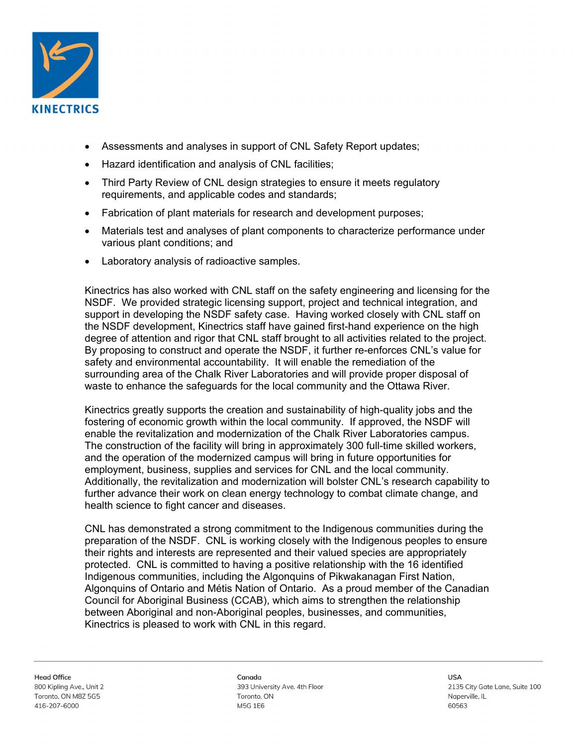- Assessments and analyses in support of CNL Safety Report updates;
- Hazard identification and analysis of CNL facilities;
- Third Party Review of CNL design strategies to ensure it meets regulatory requirements, and applicable codes and standards;
- Fabrication of plant materials for research and development purposes;
- Materials test and analyses of plant components to characterize performance under various plant conditions; and
- Laboratory analysis of radioactive samples.

Kinectrics has also worked with CNL staff on the safety engineering and licensing for the NSDF. We provided strategic licensing support, project and technical integration, and support in developing the NSDF safety case. Having worked closely with CNL staff on the NSDF development, Kinectrics staff have gained first-hand experience on the high degree of attention and rigor that CNL staff brought to all activities related to the project. By proposing to construct and operate the NSDF, it further re-enforces CNL's value for safety and environmental accountability. It will enable the remediation of the surrounding area of the Chalk River Laboratories and will provide proper disposal of waste to enhance the safeguards for the local community and the Ottawa River.

Kinectrics greatly supports the creation and sustainability of high-quality jobs and the fostering of economic growth within the local community. If approved, the NSDF will enable the revitalization and modernization of the Chalk River Laboratories campus. The construction of the facility will bring in approximately 300 full-time skilled workers, and the operation of the modernized campus will bring in future opportunities for employment, business, supplies and services for CNL and the local community. Additionally, the revitalization and modernization will bolster CNL's research capability to further advance their work on clean energy technology to combat climate change, and health science to fight cancer and diseases.

CNL has demonstrated a strong commitment to the Indigenous communities during the preparation of the NSDF. CNL is working closely with the Indigenous peoples to ensure their rights and interests are represented and their valued species are appropriately protected. CNL is committed to having a positive relationship with the 16 identified Indigenous communities, including the Algonquins of Pikwakanagan First Nation, Algonquins of Ontario and Métis Nation of Ontario. As a proud member of the Canadian Council for Aboriginal Business (CCAB), which aims to strengthen the relationship between Aboriginal and non-Aboriginal peoples, businesses, and communities, Kinectrics is pleased to work with CNL in this regard.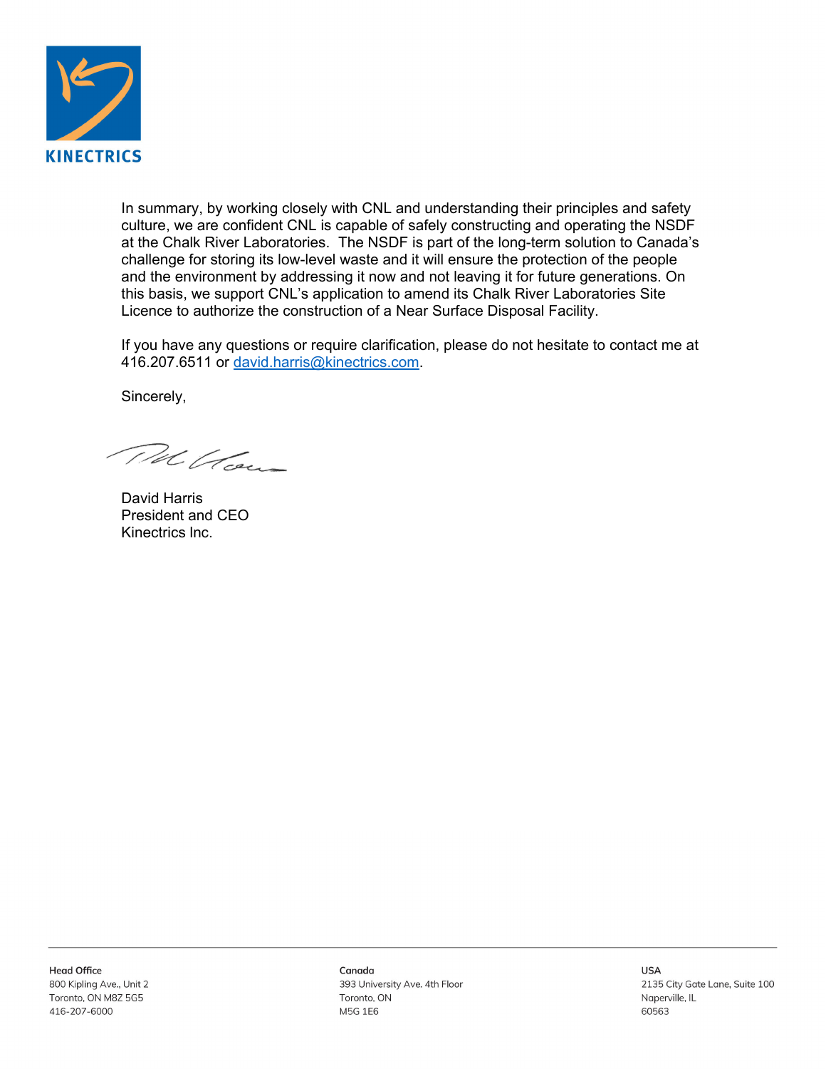KINECTRICS

In summary, by working closely with CNL and understanding their principles and safety culture, we are confident CNL is capable of safely constructing and operating the NSDF at the Chalk River Laboratories. The NSDF is part of the long-term solution to Canada's challenge for storing its low-level waste and it will ensure the protection of the people and the environment by addressing it now and not leaving it for future generations. On this basis, we support CNL's application to amend its Chalk River Laboratories Site Licence to authorize the construction of a Near Surface Disposal Facility.

If you have any questions or require clarification, please do not hesitate to contact me at 416.207.6511 or david.harris@kinectrics.com.

Sincerely,

David Harris
President and CEO
Kinectrics Inc.

**Head Office**
800 Kipling Ave., Unit 2
Toronto, ON M8Z 5G5
416-207-6000

**Canada**
393 University Ave. 4th Floor
Toronto, ON
M5G 1E6

**USA**
2135 City Gate Lane, Suite 100
Naperville, IL
60563